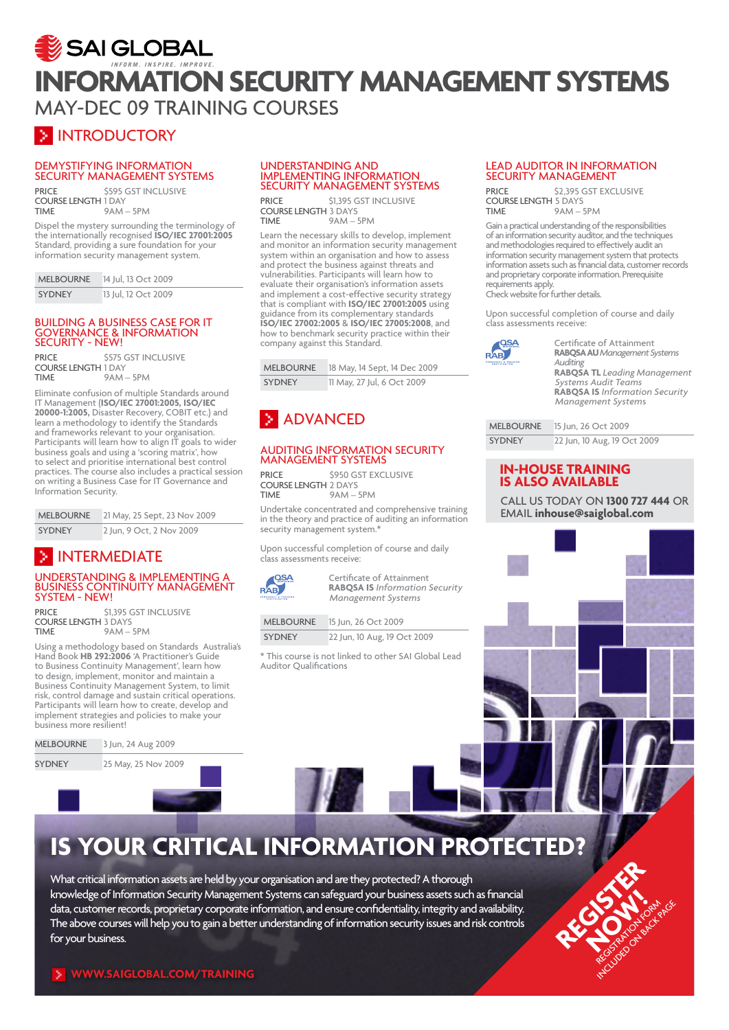# SAI GLOBAL

INFORM. INSPIRE. IMPROVE.

# INFORMATION SECURITY MANAGEMENT SYSTEMS

## MAY-DEC 09 TRAINING COURSES

## INTRODUCTORY

### DEMYSTIFYING INFORMATION SECURITY MANAGEMENT SYSTEMS

PRICE $595 GST INCLUSIVE
COURSE LENGTH 1 DAY
TIME 9AM – 5PM

Dispel the mystery surrounding the terminology of the internationally recognised **ISO/IEC 27001:2005** Standard, providing a sure foundation for your information security management system.

| MELBOURNE | 14 Jul, 13 Oct 2009 |
|---|---|
| SYDNEY | 13 Jul, 12 Oct 2009 |

### BUILDING A BUSINESS CASE FOR IT GOVERNANCE & INFORMATION SECURITY - NEW!

PRICE $575 GST INCLUSIVE
COURSE LENGTH 1 DAY
TIME 9AM – 5PM

Eliminate confusion of multiple Standards around IT Management (**ISO/IEC 27001:2005, ISO/IEC 20000-1:2005,** Disaster Recovery, COBIT etc.) and learn a methodology to identify the Standards and frameworks relevant to your organisation. Participants will learn how to align IT goals to wider business goals and using a 'scoring matrix', how to select and prioritise international best control practices. The course also includes a practical session on writing a Business Case for IT Governance and Information Security.

| MELBOURNE | 21 May, 25 Sept, 23 Nov 2009 |
|---|---|
| SYDNEY | 2 Jun, 9 Oct, 2 Nov 2009 |

## INTERMEDIATE

### UNDERSTANDING & IMPLEMENTING A BUSINESS CONTINUITY MANAGEMENT SYSTEM - NEW!

PRICE $1,395 GST INCLUSIVE
COURSE LENGTH 3 DAYS
TIME 9AM – 5PM

Using a methodology based on Standards Australia's Hand Book **HB 292:2006** 'A Practitioner's Guide to Business Continuity Management', learn how to design, implement, monitor and maintain a Business Continuity Management System, to limit risk, control damage and sustain critical operations. Participants will learn how to create, develop and implement strategies and policies to make your business more resilient!

| MELBOURNE | 3 Jun, 24 Aug 2009 |
|---|---|
| SYDNEY | 25 May, 25 Nov 2009 |

### UNDERSTANDING AND IMPLEMENTING INFORMATION SECURITY MANAGEMENT SYSTEMS

PRICE $1,395 GST INCLUSIVE
COURSE LENGTH 3 DAYS
TIME 9AM – 5PM

Learn the necessary skills to develop, implement and monitor an information security management system within an organisation and how to assess and protect the business against threats and vulnerabilities. Participants will learn how to evaluate their organisation's information assets and implement a cost-effective security strategy that is compliant with **ISO/IEC 27001:2005** using guidance from its complementary standards **ISO/IEC 27002:2005** & **ISO/IEC 27005:2008**, and how to benchmark security practice within their company against this Standard.

| MELBOURNE | 18 May, 14 Sept, 14 Dec 2009 |
|---|---|
| SYDNEY | 11 May, 27 Jul, 6 Oct 2009 |

## ADVANCED

### AUDITING INFORMATION SECURITY MANAGEMENT SYSTEMS

PRICE $950 GST EXCLUSIVE
COURSE LENGTH 2 DAYS
TIME 9AM – 5PM

Undertake concentrated and comprehensive training in the theory and practice of auditing an information security management system.*

Upon successful completion of course and daily class assessments receive:

Certificate of Attainment
**RABQSA IS** *Information Security Management Systems*

| MELBOURNE | 15 Jun, 26 Oct 2009 |
|---|---|
| SYDNEY | 22 Jun, 10 Aug, 19 Oct 2009 |

\* This course is not linked to other SAI Global Lead Auditor Qualifications

### LEAD AUDITOR IN INFORMATION SECURITY MANAGEMENT

PRICE $2,395 GST EXCLUSIVE
COURSE LENGTH 5 DAYS
TIME 9AM – 5PM

Gain a practical understanding of the responsibilities of an information security auditor, and the techniques and methodologies required to effectively audit an information security management system that protects information assets such as financial data, customer records and proprietary corporate information. Prerequisite requirements apply.
Check website for further details.

Upon successful completion of course and daily class assessments receive:

Certificate of Attainment
**RABQSA AU** *Management Systems Auditing*
**RABQSA TL** *Leading Management Systems Audit Teams*
**RABQSA IS** *Information Security Management Systems*

| MELBOURNE | 15 Jun, 26 Oct 2009 |
|---|---|
| SYDNEY | 22 Jun, 10 Aug, 19 Oct 2009 |

## IN-HOUSE TRAINING IS ALSO AVAILABLE

CALL US TODAY ON **1300 727 444** OR EMAIL **inhouse@saiglobal.com**

# IS YOUR CRITICAL INFORMATION PROTECTED?

What critical information assets are held by your organisation and are they protected? A thorough knowledge of Information Security Management Systems can safeguard your business assets such as financial data, customer records, proprietary corporate information, and ensure confidentiality, integrity and availability. The above courses will help you to gain a better understanding of information security issues and risk controls for your business.

**WWW.SAIGLOBAL.COM/TRAINING**

**REGISTER NOW!** REGISTRATION FORM INCLUDED ON BACK PAGE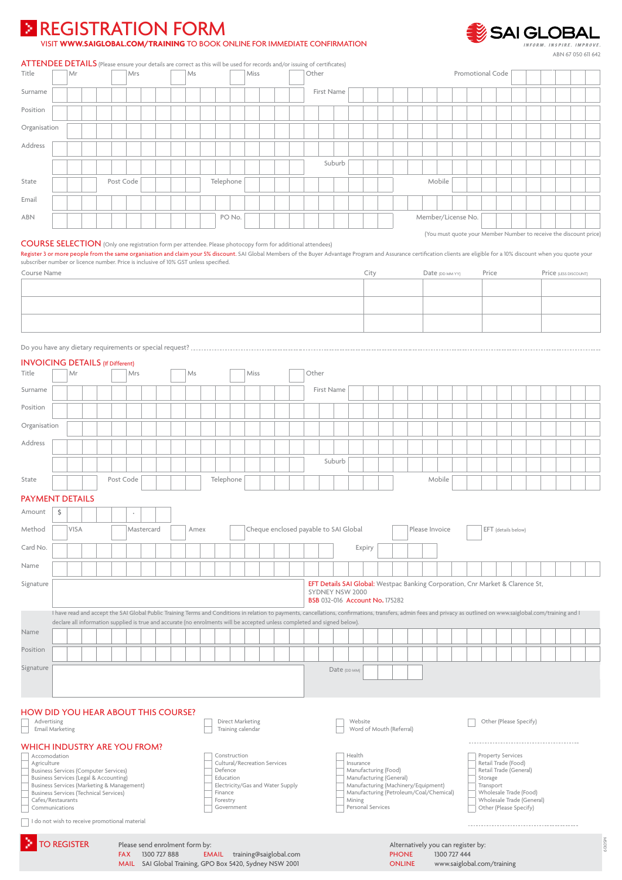# REGISTRATION FORM

VISIT **WWW.SAIGLOBAL.COM/TRAINING** TO BOOK ONLINE FOR IMMEDIATE CONFIRMATION

SAI GLOBAL
INFORM. INSPIRE. IMPROVE.
ABN 67 050 611 642

## ATTENDEE DETAILS (Please ensure your details are correct as this will be used for records and/or issuing of certificates)

Title ☐ Mr ☐ Mrs ☐ Ms ☐ Miss ☐ Other

Promotional Code

Surname

First Name

Position

Organisation

Address

Suburb

State

Post Code

Telephone

Mobile

Email

ABN

PO No.

Member/License No.

(You must quote your Member Number to receive the discount price)

## COURSE SELECTION (Only one registration form per attendee. Please photocopy form for additional attendees)

Register 3 or more people from the same organisation and claim your 5% discount. SAI Global Members of the Buyer Advantage Program and Assurance certification clients are eligible for a 10% discount when you quote your subscriber number or licence number. Price is inclusive of 10% GST unless specified.

| Course Name | City | Date (DD MM YY) | Price | Price (LESS DISCOUNT) |
|---|---|---|---|---|
| | | | | |
| | | | | |
| | | | | |

Do you have any dietary requirements or special request?

## INVOICING DETAILS (If Different)

Title ☐ Mr ☐ Mrs ☐ Ms ☐ Miss ☐ Other

Surname

First Name

Position

Organisation

Address

Suburb

State

Post Code

Telephone

Mobile

## PAYMENT DETAILS

Amount $ .

Method ☐ VISA ☐ Mastercard ☐ Amex ☐ Cheque enclosed payable to SAI Global ☐ Please Invoice ☐ EFT (details below)

Card No.

Expiry

Name

Signature

EFT Details SAI Global: Westpac Banking Corporation, Cnr Market & Clarence St, SYDNEY NSW 2000
BSB 032-016 Account No. 175282

I have read and accept the SAI Global Public Training Terms and Conditions in relation to payments, cancellations, confirmations, transfers, admin fees and privacy as outlined on www.saiglobal.com/training and I declare all information supplied is true and accurate (no enrolments will be accepted unless completed and signed below).

Name

Position

Signature

Date (DD MM)

## HOW DID YOU HEAR ABOUT THIS COURSE?

- ☐ Advertising
- ☐ Email Marketing
- ☐ Direct Marketing
- ☐ Training calendar
- ☐ Website
- ☐ Word of Mouth (Referral)
- ☐ Other (Please Specify)

## WHICH INDUSTRY ARE YOU FROM?

- ☐ Accomodation
- ☐ Agriculture
- ☐ Business Services (Computer Services)
- ☐ Business Services (Legal & Accounting)
- ☐ Business Services (Marketing & Management)
- ☐ Business Services (Technical Services)
- ☐ Cafes/Restaurants
- ☐ Communications
- ☐ Construction
- ☐ Cultural/Recreation Services
- ☐ Defence
- ☐ Education
- ☐ Electricity/Gas and Water Supply
- ☐ Finance
- ☐ Forestry
- ☐ Government
- ☐ Health
- ☐ Insurance
- ☐ Manufacturing (Food)
- ☐ Manufacturing (General)
- ☐ Manufacturing (Machinery/Equipment)
- ☐ Manufacturing (Petroleum/Coal/Chemical)
- ☐ Mining
- ☐ Personal Services
- ☐ Property Services
- ☐ Retail Trade (Food)
- ☐ Retail Trade (General)
- ☐ Storage
- ☐ Transport
- ☐ Wholesale Trade (Food)
- ☐ Wholesale Trade (General)
- ☐ Other (Please Specify)

☐ I do not wish to receive promotional material

## TO REGISTER

Please send enrolment form by:
FAX 1300 727 888 EMAIL training@saiglobal.com
MAIL SAI Global Training, GPO Box 5420, Sydney NSW 2001

Alternatively you can register by:
PHONE 1300 727 444
ONLINE www.saiglobal.com/training